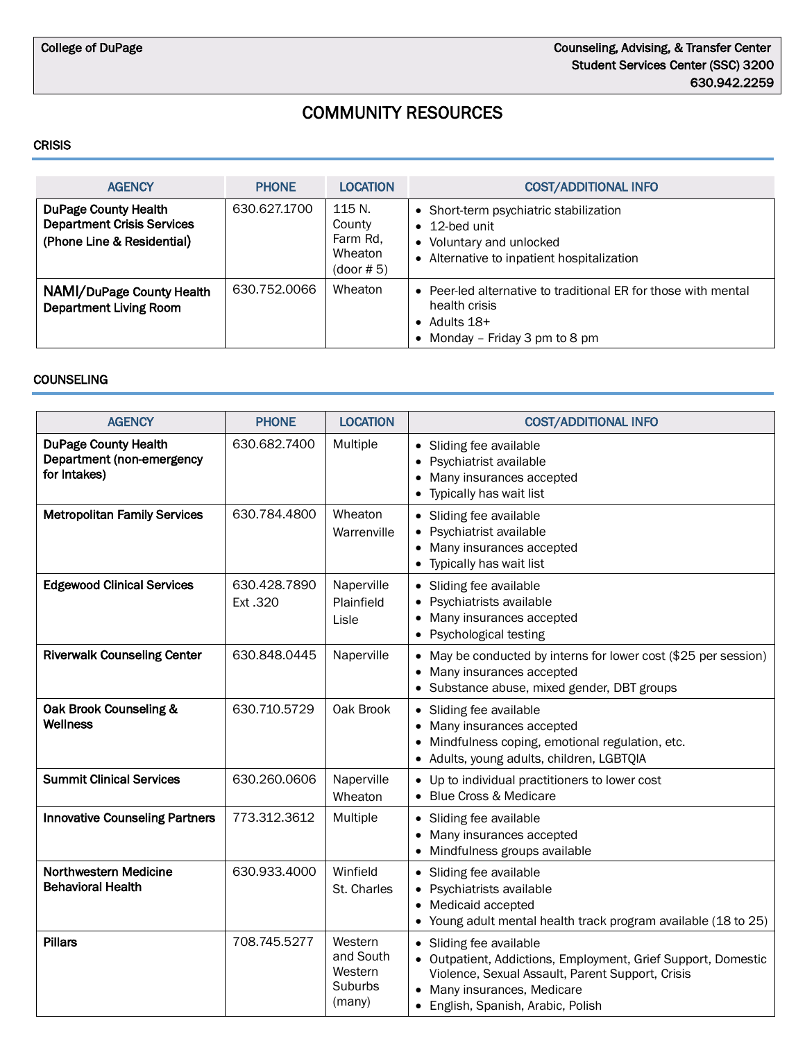| College of DuPage | Counseling, Advising, & Transfer Center<br>Student Services Center (SSC) 3200<br>630.942.2259 |
|---|---|

# COMMUNITY RESOURCES

## CRISIS

| AGENCY | PHONE | LOCATION | COST/ADDITIONAL INFO |
|---|---|---|---|
| **DuPage County Health Department Crisis Services (Phone Line & Residential)** | 630.627.1700 | 115 N. County Farm Rd, Wheaton (door # 5) | • Short-term psychiatric stabilization<br>• 12-bed unit<br>• Voluntary and unlocked<br>• Alternative to inpatient hospitalization |
| **NAMI/DuPage County Health Department Living Room** | 630.752.0066 | Wheaton | • Peer-led alternative to traditional ER for those with mental health crisis<br>• Adults 18+<br>• Monday – Friday 3 pm to 8 pm |

## COUNSELING

| AGENCY | PHONE | LOCATION | COST/ADDITIONAL INFO |
|---|---|---|---|
| **DuPage County Health Department (non-emergency for Intakes)** | 630.682.7400 | Multiple | • Sliding fee available<br>• Psychiatrist available<br>• Many insurances accepted<br>• Typically has wait list |
| **Metropolitan Family Services** | 630.784.4800 | Wheaton<br>Warrenville | • Sliding fee available<br>• Psychiatrist available<br>• Many insurances accepted<br>• Typically has wait list |
| **Edgewood Clinical Services** | 630.428.7890<br>Ext .320 | Naperville<br>Plainfield<br>Lisle | • Sliding fee available<br>• Psychiatrists available<br>• Many insurances accepted<br>• Psychological testing |
| **Riverwalk Counseling Center** | 630.848.0445 | Naperville | • May be conducted by interns for lower cost ($25 per session)<br>• Many insurances accepted<br>• Substance abuse, mixed gender, DBT groups |
| **Oak Brook Counseling & Wellness** | 630.710.5729 | Oak Brook | • Sliding fee available<br>• Many insurances accepted<br>• Mindfulness coping, emotional regulation, etc.<br>• Adults, young adults, children, LGBTQIA |
| **Summit Clinical Services** | 630.260.0606 | Naperville<br>Wheaton | • Up to individual practitioners to lower cost<br>• Blue Cross & Medicare |
| **Innovative Counseling Partners** | 773.312.3612 | Multiple | • Sliding fee available<br>• Many insurances accepted<br>• Mindfulness groups available |
| **Northwestern Medicine Behavioral Health** | 630.933.4000 | Winfield<br>St. Charles | • Sliding fee available<br>• Psychiatrists available<br>• Medicaid accepted<br>• Young adult mental health track program available (18 to 25) |
| **Pillars** | 708.745.5277 | Western and South Western Suburbs (many) | • Sliding fee available<br>• Outpatient, Addictions, Employment, Grief Support, Domestic Violence, Sexual Assault, Parent Support, Crisis<br>• Many insurances, Medicare<br>• English, Spanish, Arabic, Polish |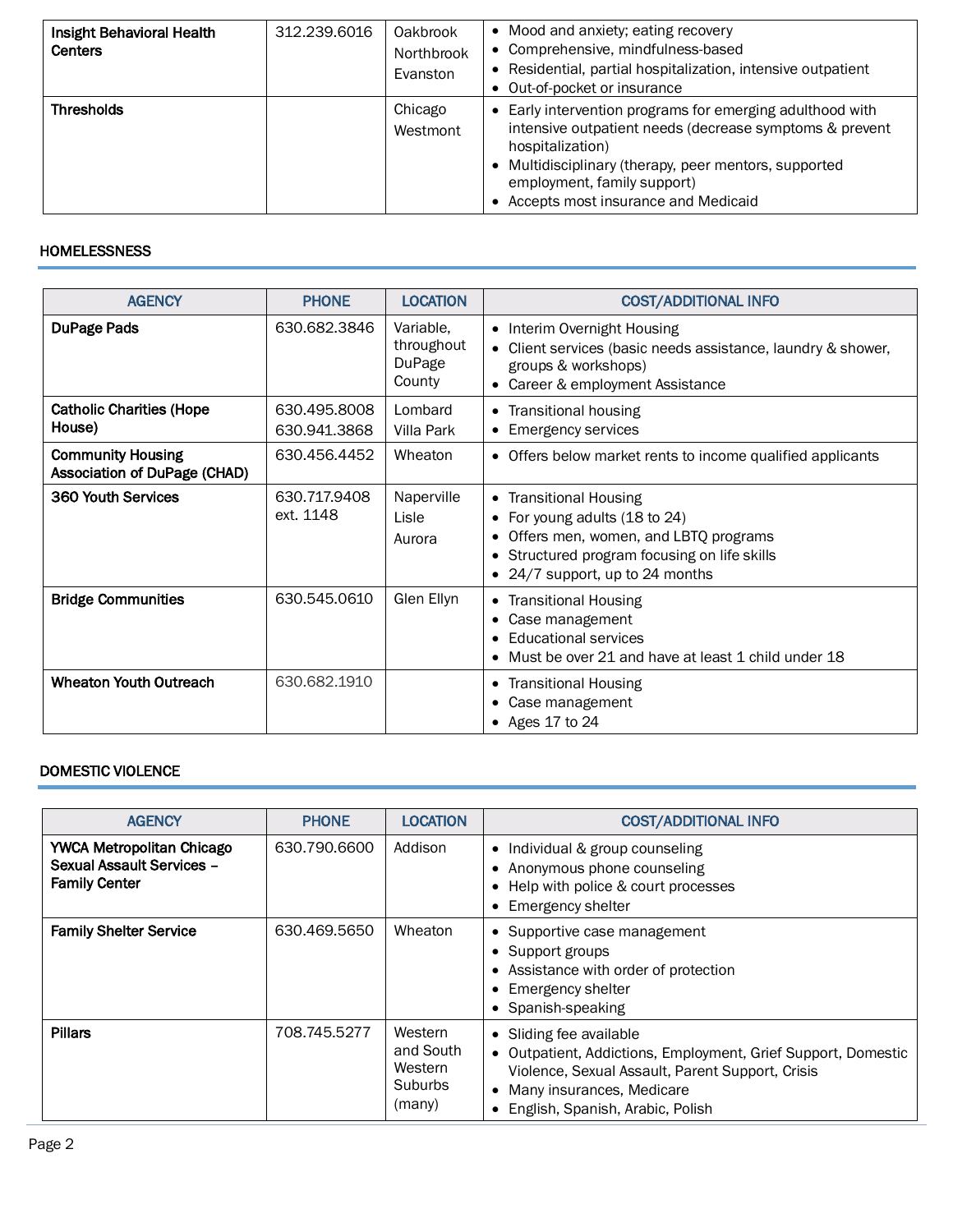| | | | |
|---|---|---|---|
| **Insight Behavioral Health Centers** | 312.239.6016 | Oakbrook<br>Northbrook<br>Evanston | • Mood and anxiety; eating recovery<br>• Comprehensive, mindfulness-based<br>• Residential, partial hospitalization, intensive outpatient<br>• Out-of-pocket or insurance |
| **Thresholds** | | Chicago<br>Westmont | • Early intervention programs for emerging adulthood with intensive outpatient needs (decrease symptoms & prevent hospitalization)<br>• Multidisciplinary (therapy, peer mentors, supported employment, family support)<br>• Accepts most insurance and Medicaid |

## HOMELESSNESS

| AGENCY | PHONE | LOCATION | COST/ADDITIONAL INFO |
|---|---|---|---|
| **DuPage Pads** | 630.682.3846 | Variable, throughout DuPage County | • Interim Overnight Housing<br>• Client services (basic needs assistance, laundry & shower, groups & workshops)<br>• Career & employment Assistance |
| **Catholic Charities (Hope House)** | 630.495.8008<br>630.941.3868 | Lombard<br>Villa Park | • Transitional housing<br>• Emergency services |
| **Community Housing Association of DuPage (CHAD)** | 630.456.4452 | Wheaton | • Offers below market rents to income qualified applicants |
| **360 Youth Services** | 630.717.9408 ext. 1148 | Naperville<br>Lisle<br>Aurora | • Transitional Housing<br>• For young adults (18 to 24)<br>• Offers men, women, and LBTQ programs<br>• Structured program focusing on life skills<br>• 24/7 support, up to 24 months |
| **Bridge Communities** | 630.545.0610 | Glen Ellyn | • Transitional Housing<br>• Case management<br>• Educational services<br>• Must be over 21 and have at least 1 child under 18 |
| **Wheaton Youth Outreach** | 630.682.1910 | | • Transitional Housing<br>• Case management<br>• Ages 17 to 24 |

## DOMESTIC VIOLENCE

| AGENCY | PHONE | LOCATION | COST/ADDITIONAL INFO |
|---|---|---|---|
| **YWCA Metropolitan Chicago Sexual Assault Services – Family Center** | 630.790.6600 | Addison | • Individual & group counseling<br>• Anonymous phone counseling<br>• Help with police & court processes<br>• Emergency shelter |
| **Family Shelter Service** | 630.469.5650 | Wheaton | • Supportive case management<br>• Support groups<br>• Assistance with order of protection<br>• Emergency shelter<br>• Spanish-speaking |
| **Pillars** | 708.745.5277 | Western and South Western Suburbs (many) | • Sliding fee available<br>• Outpatient, Addictions, Employment, Grief Support, Domestic Violence, Sexual Assault, Parent Support, Crisis<br>• Many insurances, Medicare<br>• English, Spanish, Arabic, Polish |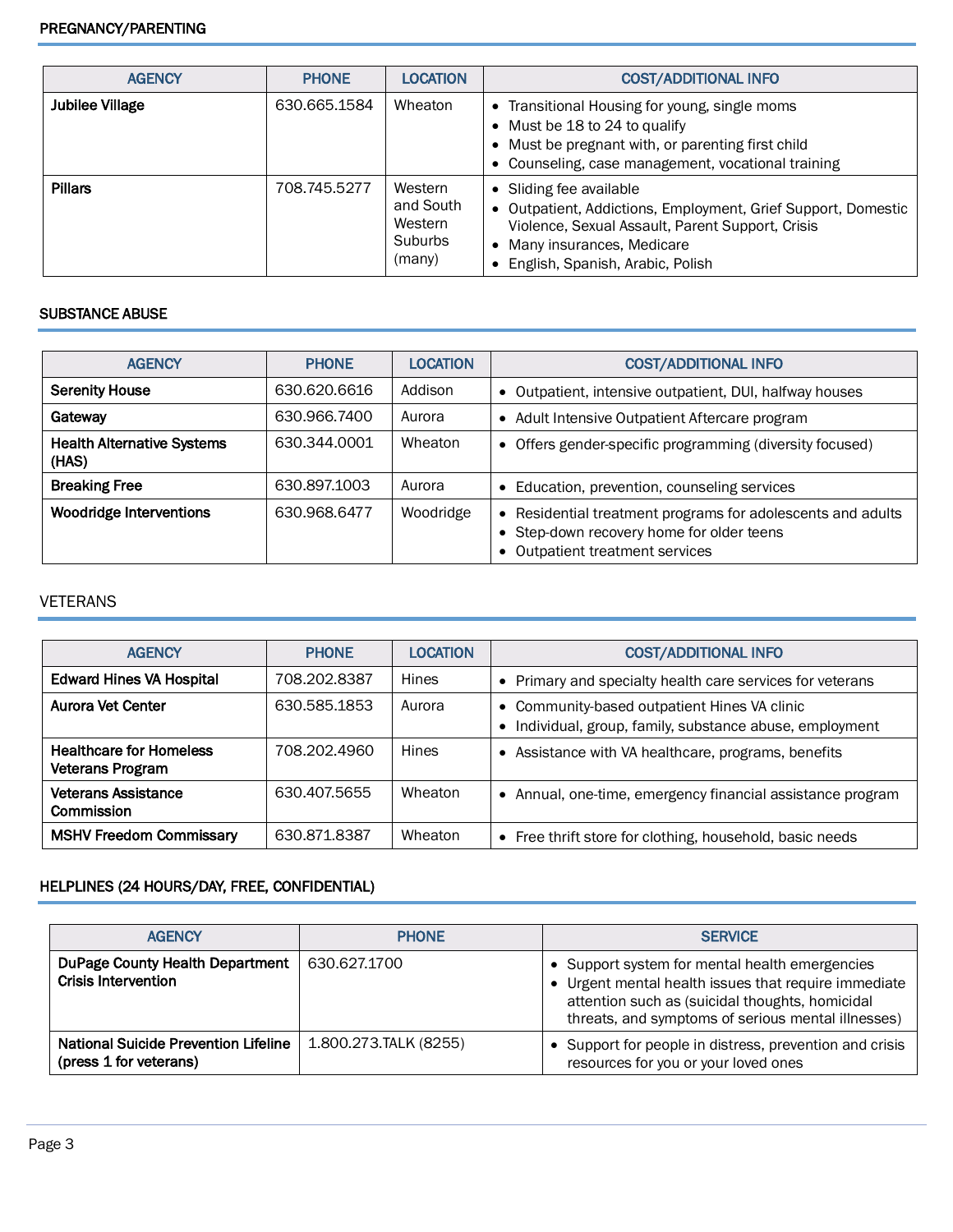## PREGNANCY/PARENTING

| AGENCY | PHONE | LOCATION | COST/ADDITIONAL INFO |
|---|---|---|---|
| **Jubilee Village** | 630.665.1584 | Wheaton | • Transitional Housing for young, single moms<br>• Must be 18 to 24 to qualify<br>• Must be pregnant with, or parenting first child<br>• Counseling, case management, vocational training |
| **Pillars** | 708.745.5277 | Western and South Western Suburbs (many) | • Sliding fee available<br>• Outpatient, Addictions, Employment, Grief Support, Domestic Violence, Sexual Assault, Parent Support, Crisis<br>• Many insurances, Medicare<br>• English, Spanish, Arabic, Polish |

## SUBSTANCE ABUSE

| AGENCY | PHONE | LOCATION | COST/ADDITIONAL INFO |
|---|---|---|---|
| **Serenity House** | 630.620.6616 | Addison | • Outpatient, intensive outpatient, DUI, halfway houses |
| **Gateway** | 630.966.7400 | Aurora | • Adult Intensive Outpatient Aftercare program |
| **Health Alternative Systems (HAS)** | 630.344.0001 | Wheaton | • Offers gender-specific programming (diversity focused) |
| **Breaking Free** | 630.897.1003 | Aurora | • Education, prevention, counseling services |
| **Woodridge Interventions** | 630.968.6477 | Woodridge | • Residential treatment programs for adolescents and adults<br>• Step-down recovery home for older teens<br>• Outpatient treatment services |

## VETERANS

| AGENCY | PHONE | LOCATION | COST/ADDITIONAL INFO |
|---|---|---|---|
| **Edward Hines VA Hospital** | 708.202.8387 | Hines | • Primary and specialty health care services for veterans |
| **Aurora Vet Center** | 630.585.1853 | Aurora | • Community-based outpatient Hines VA clinic<br>• Individual, group, family, substance abuse, employment |
| **Healthcare for Homeless Veterans Program** | 708.202.4960 | Hines | • Assistance with VA healthcare, programs, benefits |
| **Veterans Assistance Commission** | 630.407.5655 | Wheaton | • Annual, one-time, emergency financial assistance program |
| **MSHV Freedom Commissary** | 630.871.8387 | Wheaton | • Free thrift store for clothing, household, basic needs |

## HELPLINES (24 HOURS/DAY, FREE, CONFIDENTIAL)

| AGENCY | PHONE | SERVICE |
|---|---|---|
| **DuPage County Health Department Crisis Intervention** | 630.627.1700 | • Support system for mental health emergencies<br>• Urgent mental health issues that require immediate attention such as (suicidal thoughts, homicidal threats, and symptoms of serious mental illnesses) |
| **National Suicide Prevention Lifeline (press 1 for veterans)** | 1.800.273.TALK (8255) | • Support for people in distress, prevention and crisis resources for you or your loved ones |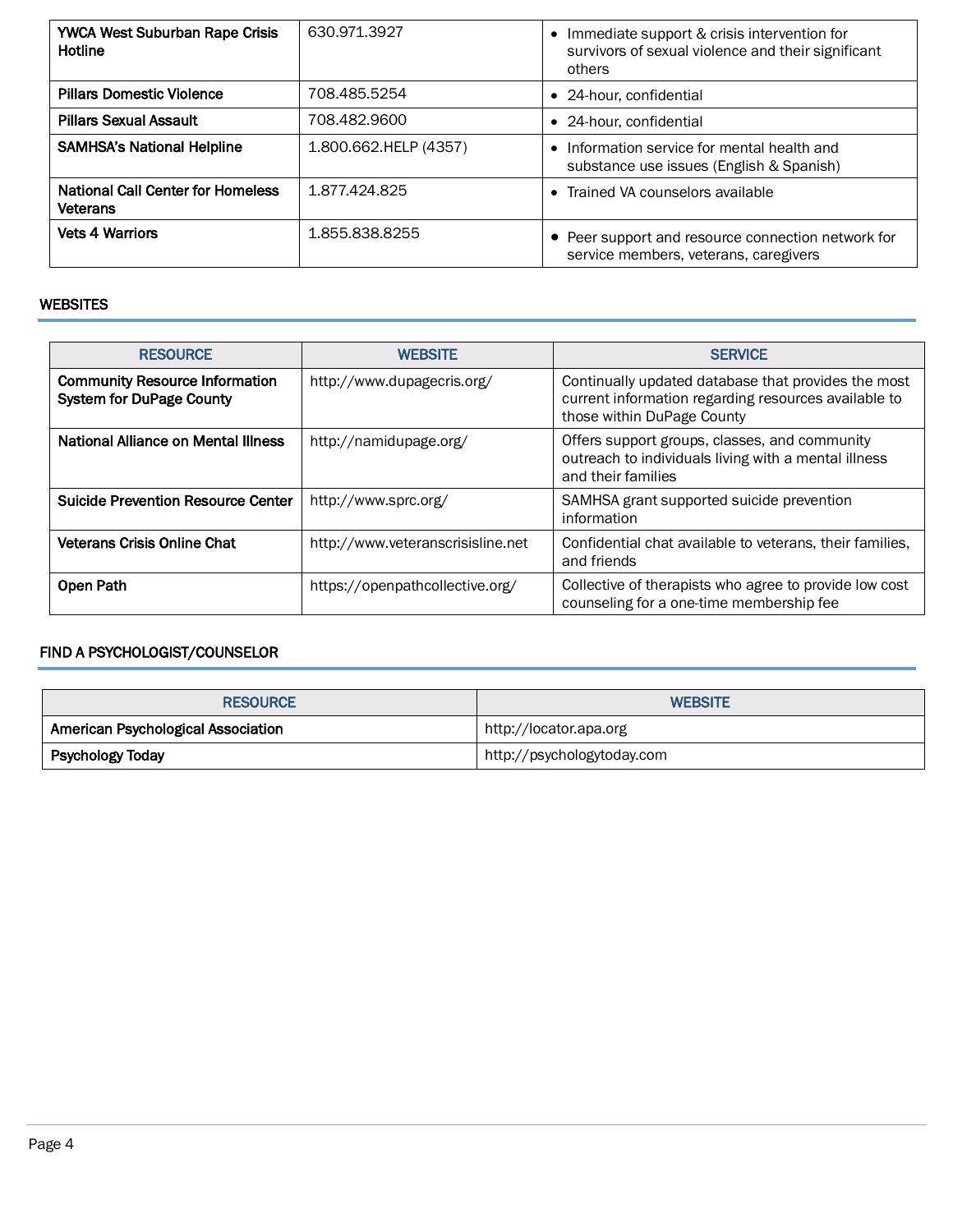| | | |
|---|---|---|
| **YWCA West Suburban Rape Crisis Hotline** | 630.971.3927 | • Immediate support & crisis intervention for survivors of sexual violence and their significant others |
| **Pillars Domestic Violence** | 708.485.5254 | • 24-hour, confidential |
| **Pillars Sexual Assault** | 708.482.9600 | • 24-hour, confidential |
| **SAMHSA's National Helpline** | 1.800.662.HELP (4357) | • Information service for mental health and substance use issues (English & Spanish) |
| **National Call Center for Homeless Veterans** | 1.877.424.825 | • Trained VA counselors available |
| **Vets 4 Warriors** | 1.855.838.8255 | • Peer support and resource connection network for service members, veterans, caregivers |

## WEBSITES

| RESOURCE | WEBSITE | SERVICE |
|---|---|---|
| **Community Resource Information System for DuPage County** | http://www.dupagecris.org/ | Continually updated database that provides the most current information regarding resources available to those within DuPage County |
| **National Alliance on Mental Illness** | http://namidupage.org/ | Offers support groups, classes, and community outreach to individuals living with a mental illness and their families |
| **Suicide Prevention Resource Center** | http://www.sprc.org/ | SAMHSA grant supported suicide prevention information |
| **Veterans Crisis Online Chat** | http://www.veteranscrisisline.net | Confidential chat available to veterans, their families, and friends |
| **Open Path** | https://openpathcollective.org/ | Collective of therapists who agree to provide low cost counseling for a one-time membership fee |

## FIND A PSYCHOLOGIST/COUNSELOR

| RESOURCE | WEBSITE |
|---|---|
| **American Psychological Association** | http://locator.apa.org |
| **Psychology Today** | http://psychologytoday.com |